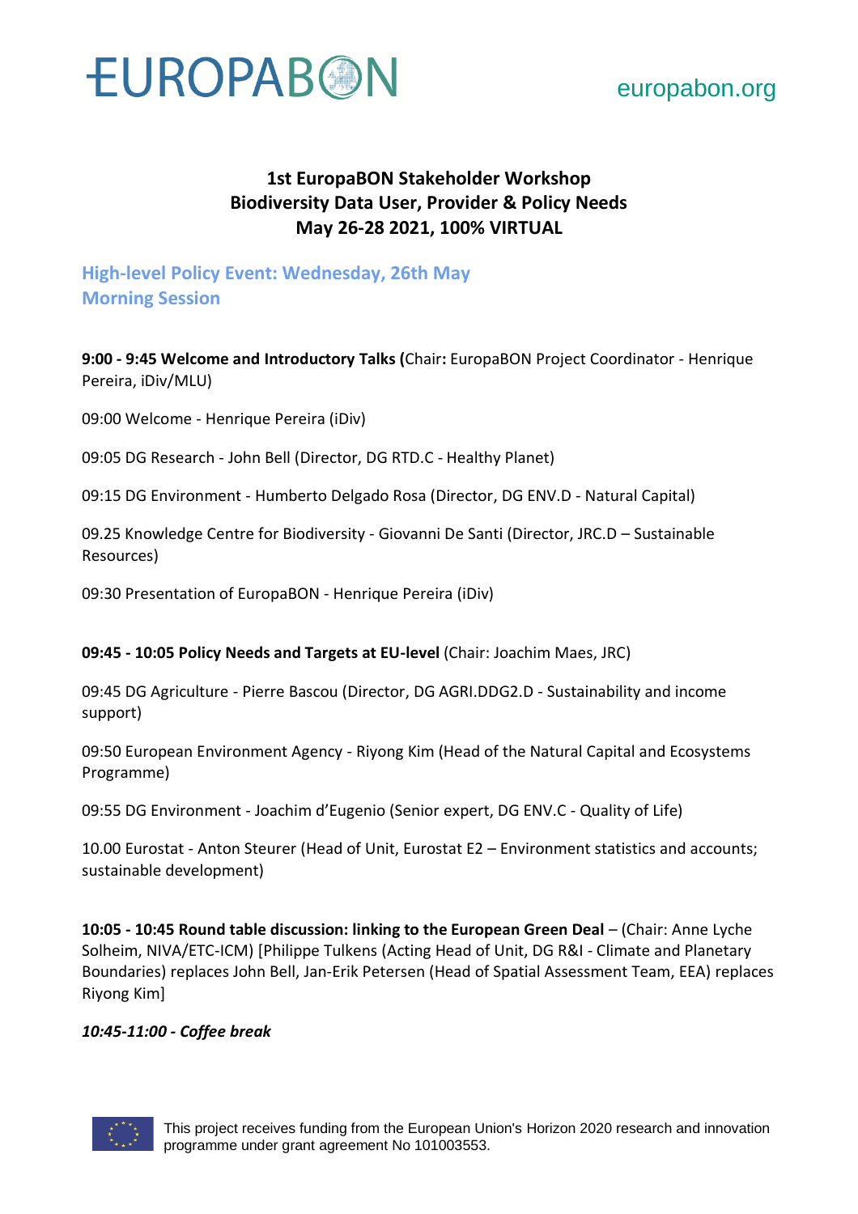# 1st EuropaBON Stakeholder Workshop
# Biodiversity Data User, Provider & Policy Needs
# May 26-28 2021, 100% VIRTUAL

## High-level Policy Event: Wednesday, 26th May
## Morning Session

**9:00 - 9:45 Welcome and Introductory Talks (**Chair**:** EuropaBON Project Coordinator - Henrique Pereira, iDiv/MLU)

09:00 Welcome - Henrique Pereira (iDiv)

09:05 DG Research - John Bell (Director, DG RTD.C - Healthy Planet)

09:15 DG Environment - Humberto Delgado Rosa (Director, DG ENV.D - Natural Capital)

09.25 Knowledge Centre for Biodiversity - Giovanni De Santi (Director, JRC.D – Sustainable Resources)

09:30 Presentation of EuropaBON - Henrique Pereira (iDiv)

**09:45 - 10:05 Policy Needs and Targets at EU-level** (Chair: Joachim Maes, JRC)

09:45 DG Agriculture - Pierre Bascou (Director, DG AGRI.DDG2.D - Sustainability and income support)

09:50 European Environment Agency - Riyong Kim (Head of the Natural Capital and Ecosystems Programme)

09:55 DG Environment - Joachim d'Eugenio (Senior expert, DG ENV.C - Quality of Life)

10.00 Eurostat - Anton Steurer (Head of Unit, Eurostat E2 – Environment statistics and accounts; sustainable development)

**10:05 - 10:45 Round table discussion: linking to the European Green Deal** – (Chair: Anne Lyche Solheim, NIVA/ETC-ICM) [Philippe Tulkens (Acting Head of Unit, DG R&I - Climate and Planetary Boundaries) replaces John Bell, Jan-Erik Petersen (Head of Spatial Assessment Team, EEA) replaces Riyong Kim]

***10:45-11:00 - Coffee break***

This project receives funding from the European Union's Horizon 2020 research and innovation programme under grant agreement No 101003553.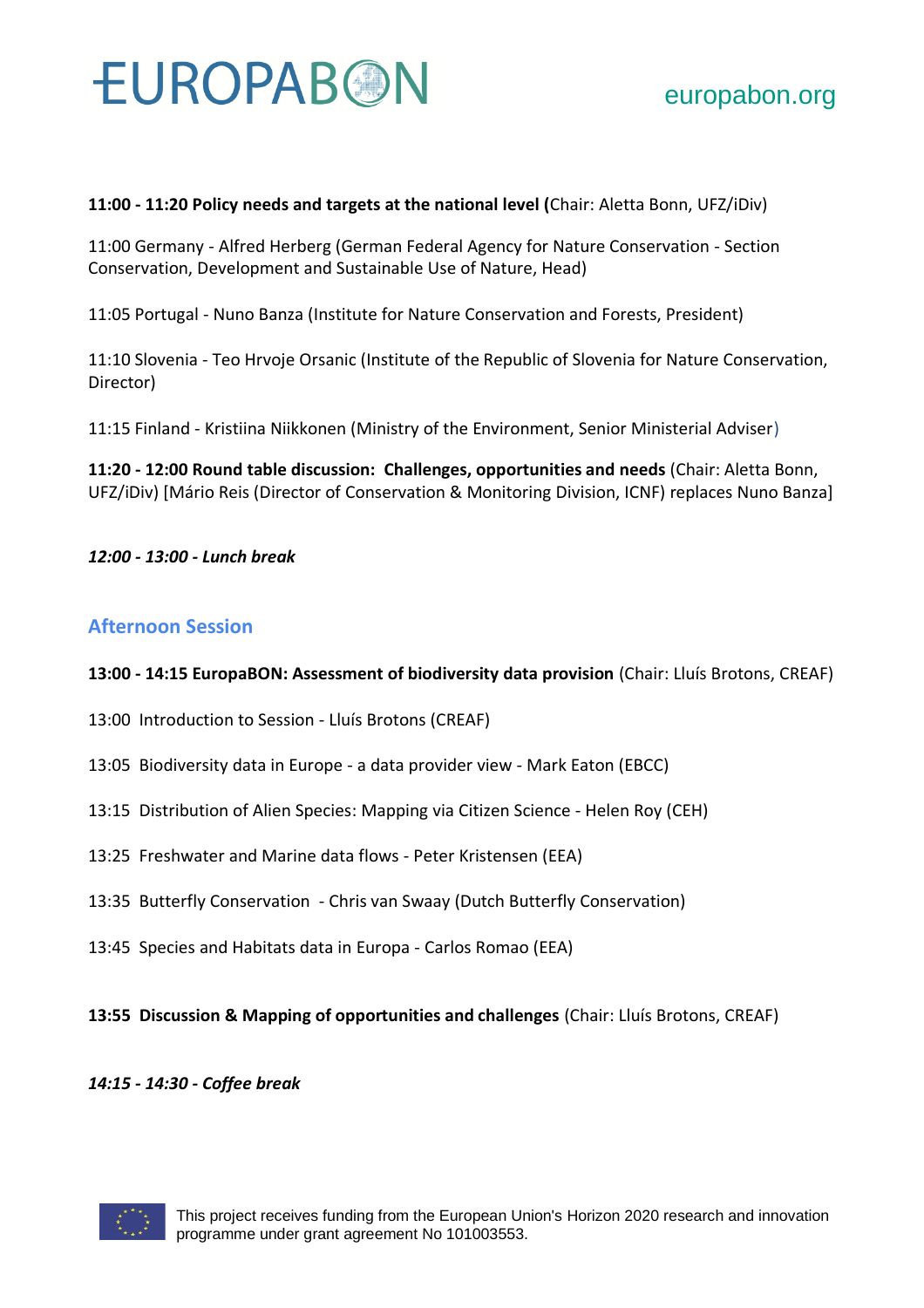**11:00 - 11:20 Policy needs and targets at the national level (**Chair: Aletta Bonn, UFZ/iDiv)

11:00 Germany - Alfred Herberg (German Federal Agency for Nature Conservation - Section Conservation, Development and Sustainable Use of Nature, Head)

11:05 Portugal - Nuno Banza (Institute for Nature Conservation and Forests, President)

11:10 Slovenia - Teo Hrvoje Orsanic (Institute of the Republic of Slovenia for Nature Conservation, Director)

11:15 Finland - Kristiina Niikkonen (Ministry of the Environment, Senior Ministerial Adviser)

**11:20 - 12:00 Round table discussion: Challenges, opportunities and needs** (Chair: Aletta Bonn, UFZ/iDiv) [Mário Reis (Director of Conservation & Monitoring Division, ICNF) replaces Nuno Banza]

***12:00 - 13:00 - Lunch break***

## Afternoon Session

**13:00 - 14:15 EuropaBON: Assessment of biodiversity data provision** (Chair: Lluís Brotons, CREAF)

13:00 Introduction to Session - Lluís Brotons (CREAF)

13:05 Biodiversity data in Europe - a data provider view - Mark Eaton (EBCC)

13:15 Distribution of Alien Species: Mapping via Citizen Science - Helen Roy (CEH)

13:25 Freshwater and Marine data flows - Peter Kristensen (EEA)

13:35 Butterfly Conservation - Chris van Swaay (Dutch Butterfly Conservation)

13:45 Species and Habitats data in Europa - Carlos Romao (EEA)

**13:55 Discussion & Mapping of opportunities and challenges** (Chair: Lluís Brotons, CREAF)

***14:15 - 14:30 - Coffee break***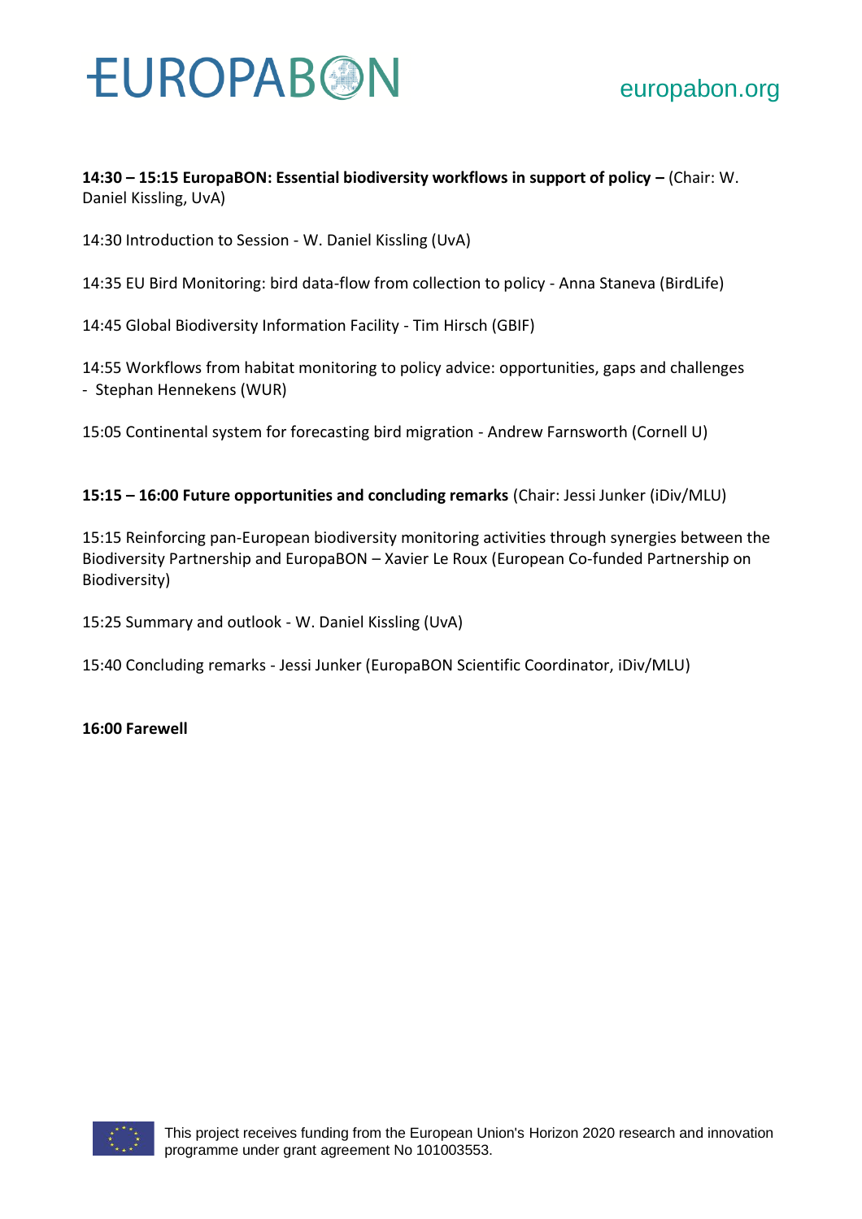**14:30 – 15:15 EuropaBON: Essential biodiversity workflows in support of policy –** (Chair: W. Daniel Kissling, UvA)

14:30 Introduction to Session - W. Daniel Kissling (UvA)

14:35 EU Bird Monitoring: bird data-flow from collection to policy - Anna Staneva (BirdLife)

14:45 Global Biodiversity Information Facility - Tim Hirsch (GBIF)

14:55 Workflows from habitat monitoring to policy advice: opportunities, gaps and challenges - Stephan Hennekens (WUR)

15:05 Continental system for forecasting bird migration - Andrew Farnsworth (Cornell U)

**15:15 – 16:00 Future opportunities and concluding remarks** (Chair: Jessi Junker (iDiv/MLU)

15:15 Reinforcing pan-European biodiversity monitoring activities through synergies between the Biodiversity Partnership and EuropaBON – Xavier Le Roux (European Co-funded Partnership on Biodiversity)

15:25 Summary and outlook - W. Daniel Kissling (UvA)

15:40 Concluding remarks - Jessi Junker (EuropaBON Scientific Coordinator, iDiv/MLU)

**16:00 Farewell**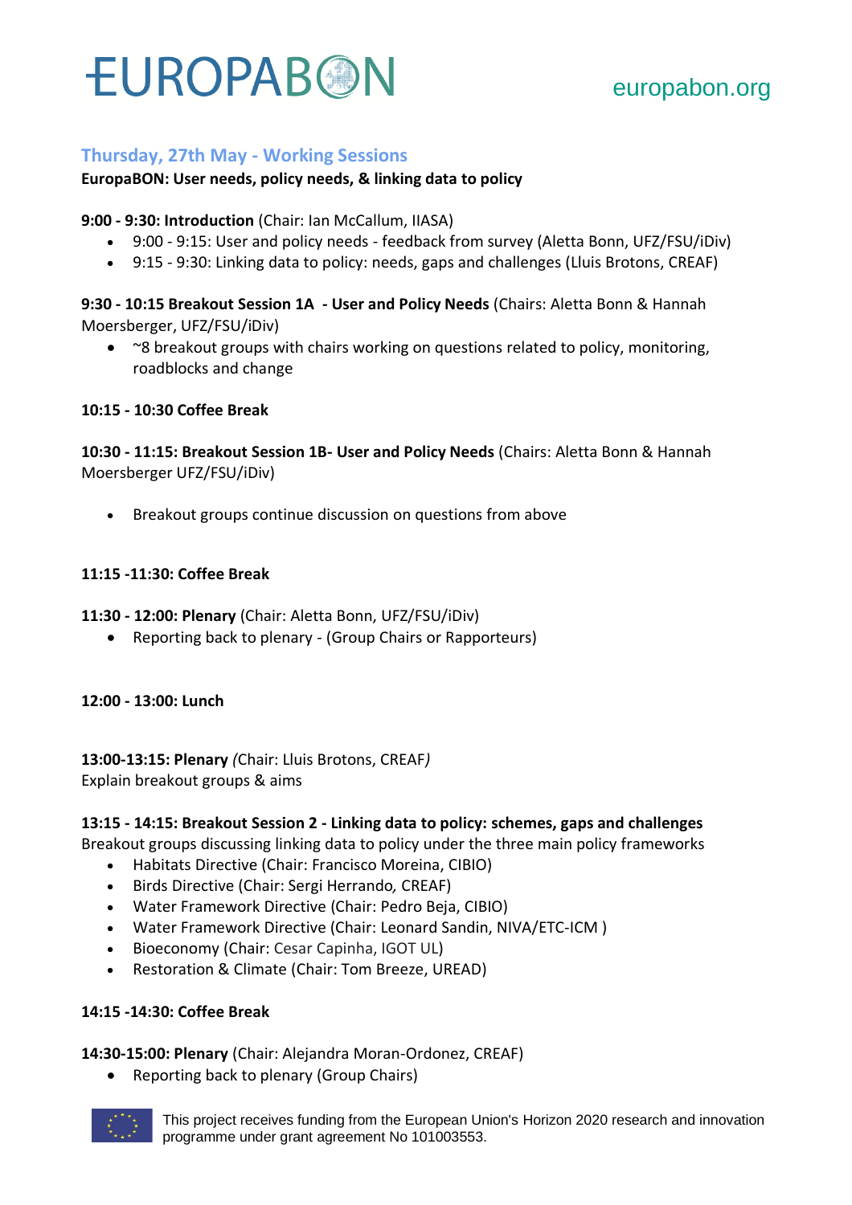## Thursday, 27th May - Working Sessions

**EuropaBON: User needs, policy needs, & linking data to policy**

**9:00 - 9:30: Introduction** (Chair: Ian McCallum, IIASA)

- 9:00 - 9:15: User and policy needs - feedback from survey (Aletta Bonn, UFZ/FSU/iDiv)
- 9:15 - 9:30: Linking data to policy: needs, gaps and challenges (Lluis Brotons, CREAF)

**9:30 - 10:15 Breakout Session 1A - User and Policy Needs** (Chairs: Aletta Bonn & Hannah Moersberger, UFZ/FSU/iDiv)

- ~8 breakout groups with chairs working on questions related to policy, monitoring, roadblocks and change

**10:15 - 10:30 Coffee Break**

**10:30 - 11:15: Breakout Session 1B- User and Policy Needs** (Chairs: Aletta Bonn & Hannah Moersberger UFZ/FSU/iDiv)

- Breakout groups continue discussion on questions from above

**11:15 -11:30: Coffee Break**

**11:30 - 12:00: Plenary** (Chair: Aletta Bonn, UFZ/FSU/iDiv)

- Reporting back to plenary - (Group Chairs or Rapporteurs)

**12:00 - 13:00: Lunch**

**13:00-13:15: Plenary** *(*Chair: Lluis Brotons, CREAF*)*
Explain breakout groups & aims

**13:15 - 14:15: Breakout Session 2 - Linking data to policy: schemes, gaps and challenges**
Breakout groups discussing linking data to policy under the three main policy frameworks

- Habitats Directive (Chair: Francisco Moreina, CIBIO)
- Birds Directive (Chair: Sergi Herrando*,* CREAF)
- Water Framework Directive (Chair: Pedro Beja, CIBIO)
- Water Framework Directive (Chair: Leonard Sandin, NIVA/ETC-ICM )
- Bioeconomy (Chair: Cesar Capinha, IGOT UL)
- Restoration & Climate (Chair: Tom Breeze, UREAD)

**14:15 -14:30: Coffee Break**

**14:30-15:00: Plenary** (Chair: Alejandra Moran-Ordonez, CREAF)

- Reporting back to plenary (Group Chairs)

This project receives funding from the European Union's Horizon 2020 research and innovation programme under grant agreement No 101003553.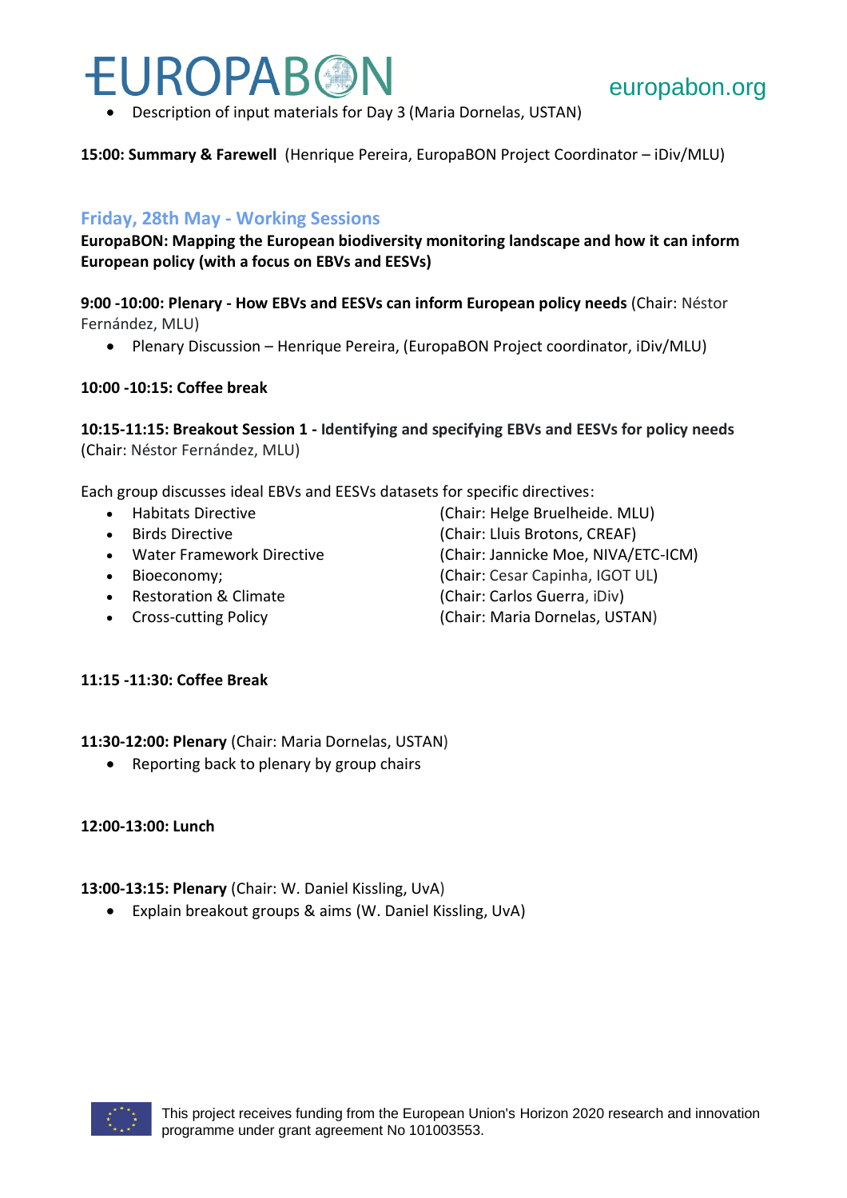- Description of input materials for Day 3 (Maria Dornelas, USTAN)

**15:00: Summary & Farewell** (Henrique Pereira, EuropaBON Project Coordinator – iDiv/MLU)

## Friday, 28th May - Working Sessions

**EuropaBON: Mapping the European biodiversity monitoring landscape and how it can inform European policy (with a focus on EBVs and EESVs)**

**9:00 -10:00: Plenary - How EBVs and EESVs can inform European policy needs** (Chair: Néstor Fernández, MLU)

- Plenary Discussion – Henrique Pereira, (EuropaBON Project coordinator, iDiv/MLU)

**10:00 -10:15: Coffee break**

**10:15-11:15: Breakout Session 1 - Identifying and specifying EBVs and EESVs for policy needs** (Chair: Néstor Fernández, MLU)

Each group discusses ideal EBVs and EESVs datasets for specific directives:

- Habitats Directive (Chair: Helge Bruelheide. MLU)
- Birds Directive (Chair: Lluis Brotons, CREAF)
- Water Framework Directive (Chair: Jannicke Moe, NIVA/ETC-ICM)
- Bioeconomy; (Chair: Cesar Capinha, IGOT UL)
- Restoration & Climate (Chair: Carlos Guerra, iDiv)
- Cross-cutting Policy (Chair: Maria Dornelas, USTAN)

**11:15 -11:30: Coffee Break**

**11:30-12:00: Plenary** (Chair: Maria Dornelas, USTAN)

- Reporting back to plenary by group chairs

**12:00-13:00: Lunch**

**13:00-13:15: Plenary** (Chair: W. Daniel Kissling, UvA)

- Explain breakout groups & aims (W. Daniel Kissling, UvA)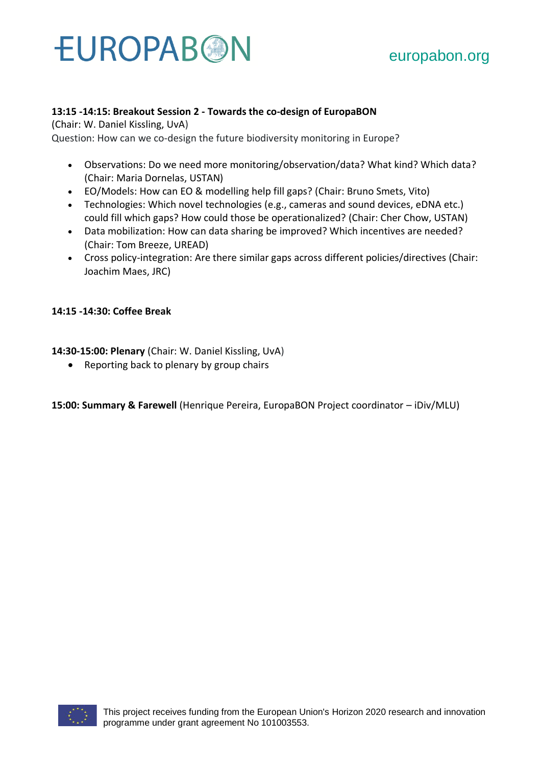**13:15 -14:15: Breakout Session 2 - Towards the co-design of EuropaBON**

(Chair: W. Daniel Kissling, UvA)

Question: How can we co-design the future biodiversity monitoring in Europe?

- Observations: Do we need more monitoring/observation/data? What kind? Which data? (Chair: Maria Dornelas, USTAN)
- EO/Models: How can EO & modelling help fill gaps? (Chair: Bruno Smets, Vito)
- Technologies: Which novel technologies (e.g., cameras and sound devices, eDNA etc.) could fill which gaps? How could those be operationalized? (Chair: Cher Chow, USTAN)
- Data mobilization: How can data sharing be improved? Which incentives are needed? (Chair: Tom Breeze, UREAD)
- Cross policy-integration: Are there similar gaps across different policies/directives (Chair: Joachim Maes, JRC)

**14:15 -14:30: Coffee Break**

**14:30-15:00: Plenary** (Chair: W. Daniel Kissling, UvA)

- Reporting back to plenary by group chairs

**15:00: Summary & Farewell** (Henrique Pereira, EuropaBON Project coordinator – iDiv/MLU)